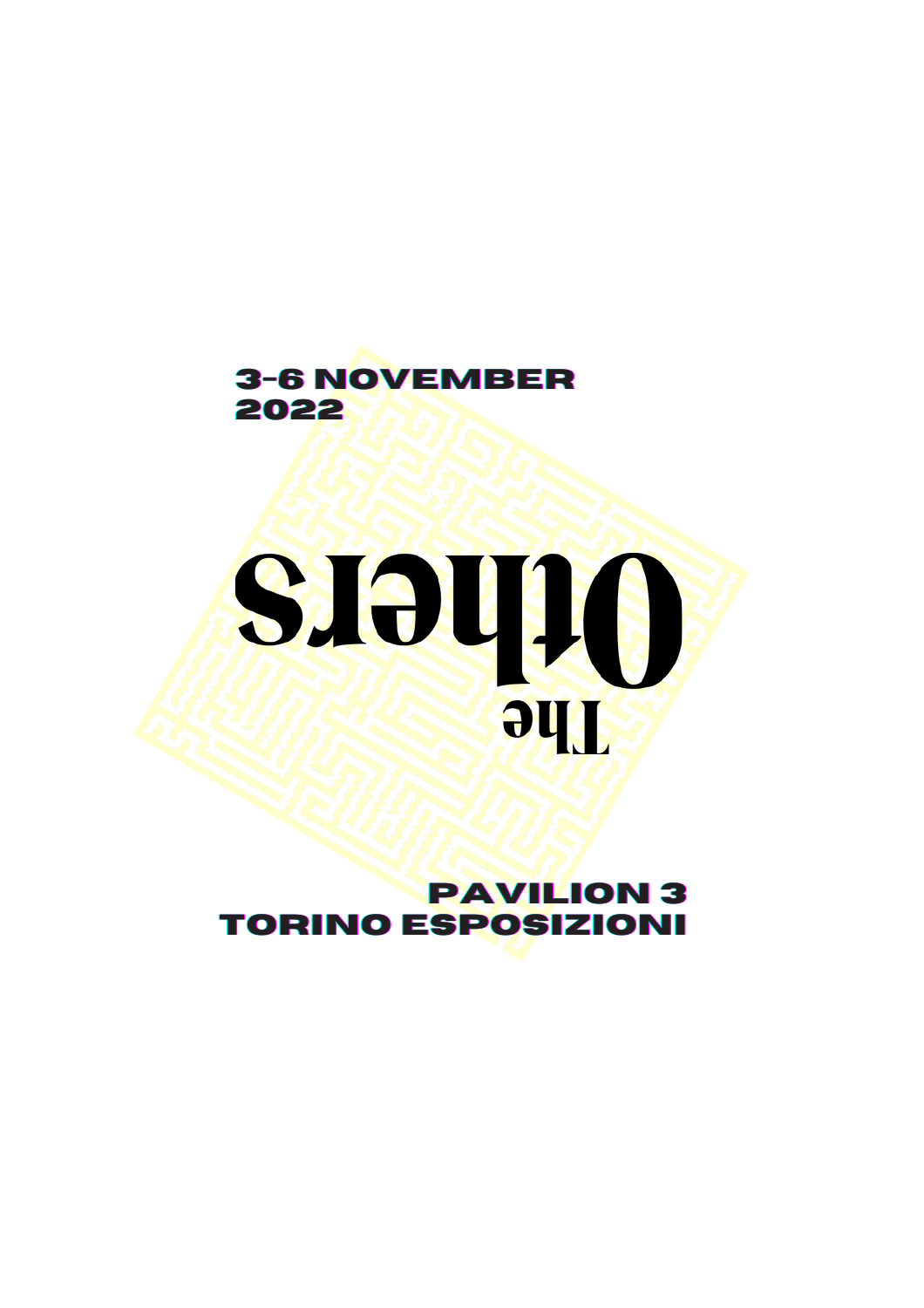**3-6 NOVEMBER 2022**

# The Others

**PAVILION 3**
**TORINO ESPOSIZIONI**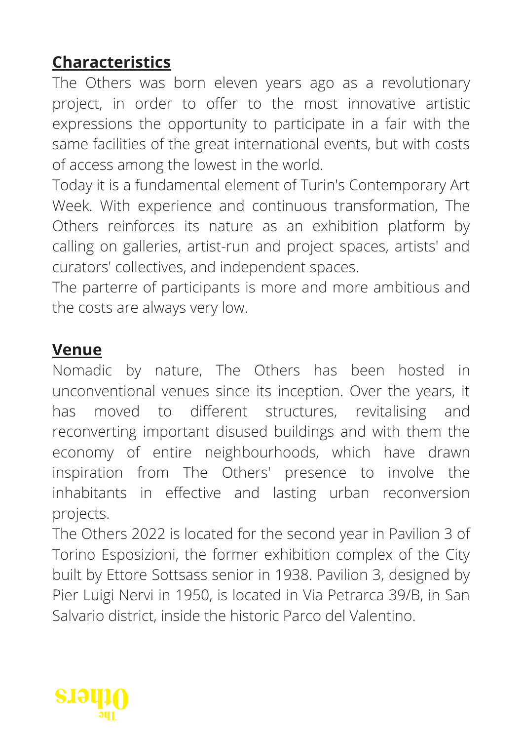## **Characteristics**

The Others was born eleven years ago as a revolutionary project, in order to offer to the most innovative artistic expressions the opportunity to participate in a fair with the same facilities of the great international events, but with costs of access among the lowest in the world.

Today it is a fundamental element of Turin's Contemporary Art Week. With experience and continuous transformation, The Others reinforces its nature as an exhibition platform by calling on galleries, artist-run and project spaces, artists' and curators' collectives, and independent spaces.

The parterre of participants is more and more ambitious and the costs are always very low.

## **Venue**

Nomadic by nature, The Others has been hosted in unconventional venues since its inception. Over the years, it has moved to different structures, revitalising and reconverting important disused buildings and with them the economy of entire neighbourhoods, which have drawn inspiration from The Others' presence to involve the inhabitants in effective and lasting urban reconversion projects.

The Others 2022 is located for the second year in Pavilion 3 of Torino Esposizioni, the former exhibition complex of the City built by Ettore Sottsass senior in 1938. Pavilion 3, designed by Pier Luigi Nervi in 1950, is located in Via Petrarca 39/B, in San Salvario district, inside the historic Parco del Valentino.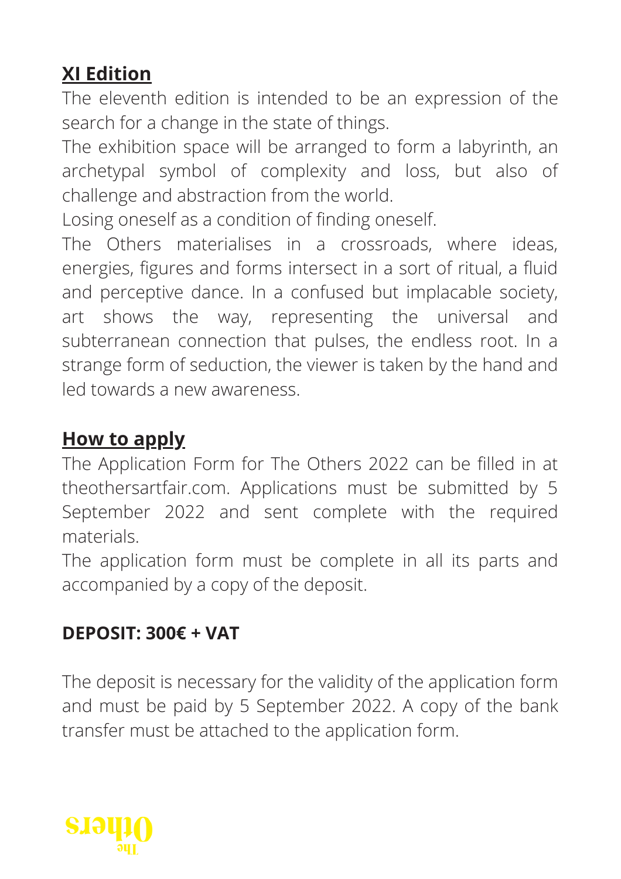## XI Edition

The eleventh edition is intended to be an expression of the search for a change in the state of things.

The exhibition space will be arranged to form a labyrinth, an archetypal symbol of complexity and loss, but also of challenge and abstraction from the world.

Losing oneself as a condition of finding oneself.

The Others materialises in a crossroads, where ideas, energies, figures and forms intersect in a sort of ritual, a fluid and perceptive dance. In a confused but implacable society, art shows the way, representing the universal and subterranean connection that pulses, the endless root. In a strange form of seduction, the viewer is taken by the hand and led towards a new awareness.

## How to apply

The Application Form for The Others 2022 can be filled in at theothersartfair.com. Applications must be submitted by 5 September 2022 and sent complete with the required materials.

The application form must be complete in all its parts and accompanied by a copy of the deposit.

**DEPOSIT: 300€ + VAT**

The deposit is necessary for the validity of the application form and must be paid by 5 September 2022. A copy of the bank transfer must be attached to the application form.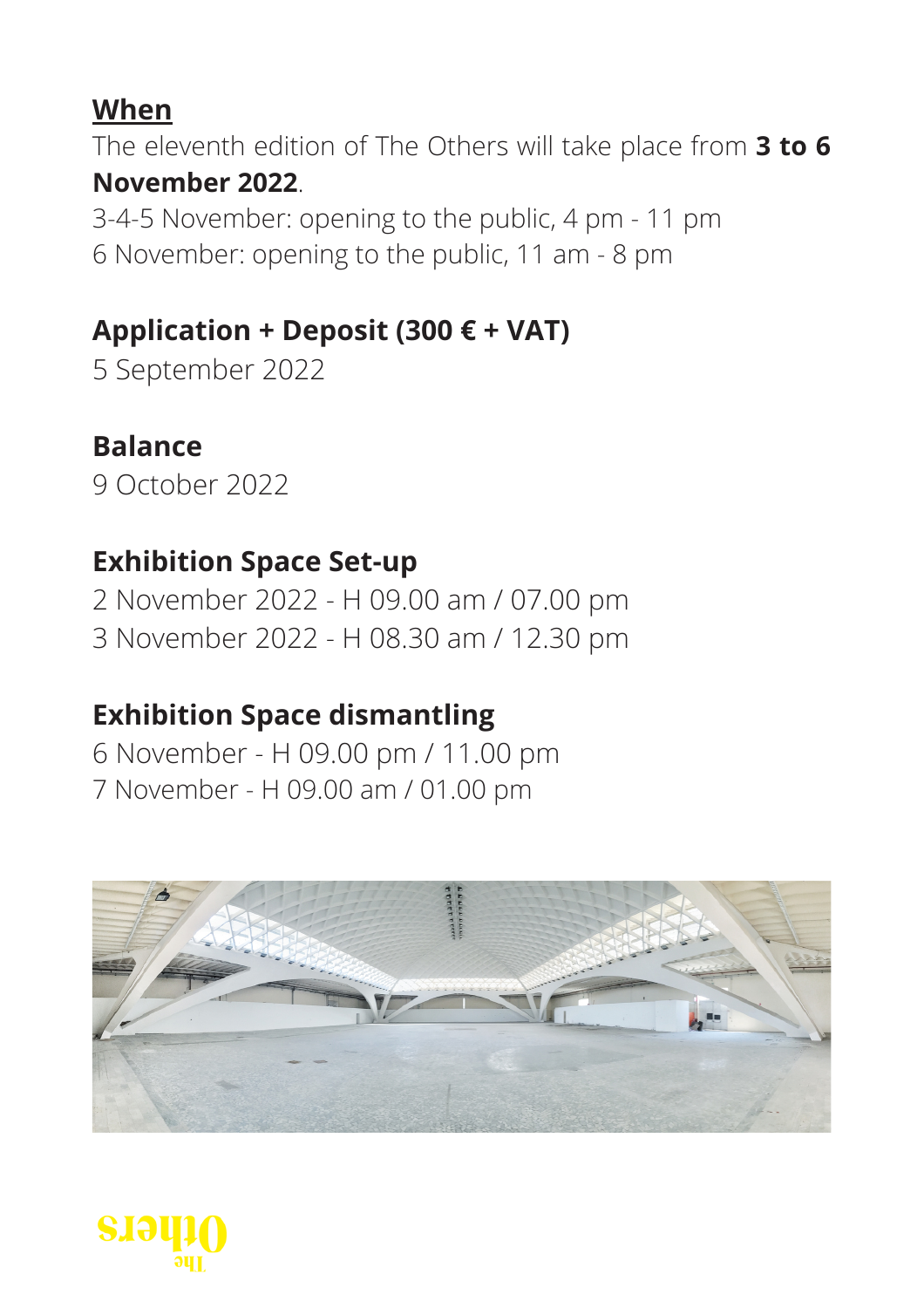## When

The eleventh edition of The Others will take place from **3 to 6 November 2022**.

3-4-5 November: opening to the public, 4 pm - 11 pm
6 November: opening to the public, 11 am - 8 pm

**Application + Deposit (300 € + VAT)**

5 September 2022

**Balance**

9 October 2022

**Exhibition Space Set-up**

2 November 2022 - H 09.00 am / 07.00 pm
3 November 2022 - H 08.30 am / 12.30 pm

**Exhibition Space dismantling**

6 November - H 09.00 pm / 11.00 pm
7 November - H 09.00 am / 01.00 pm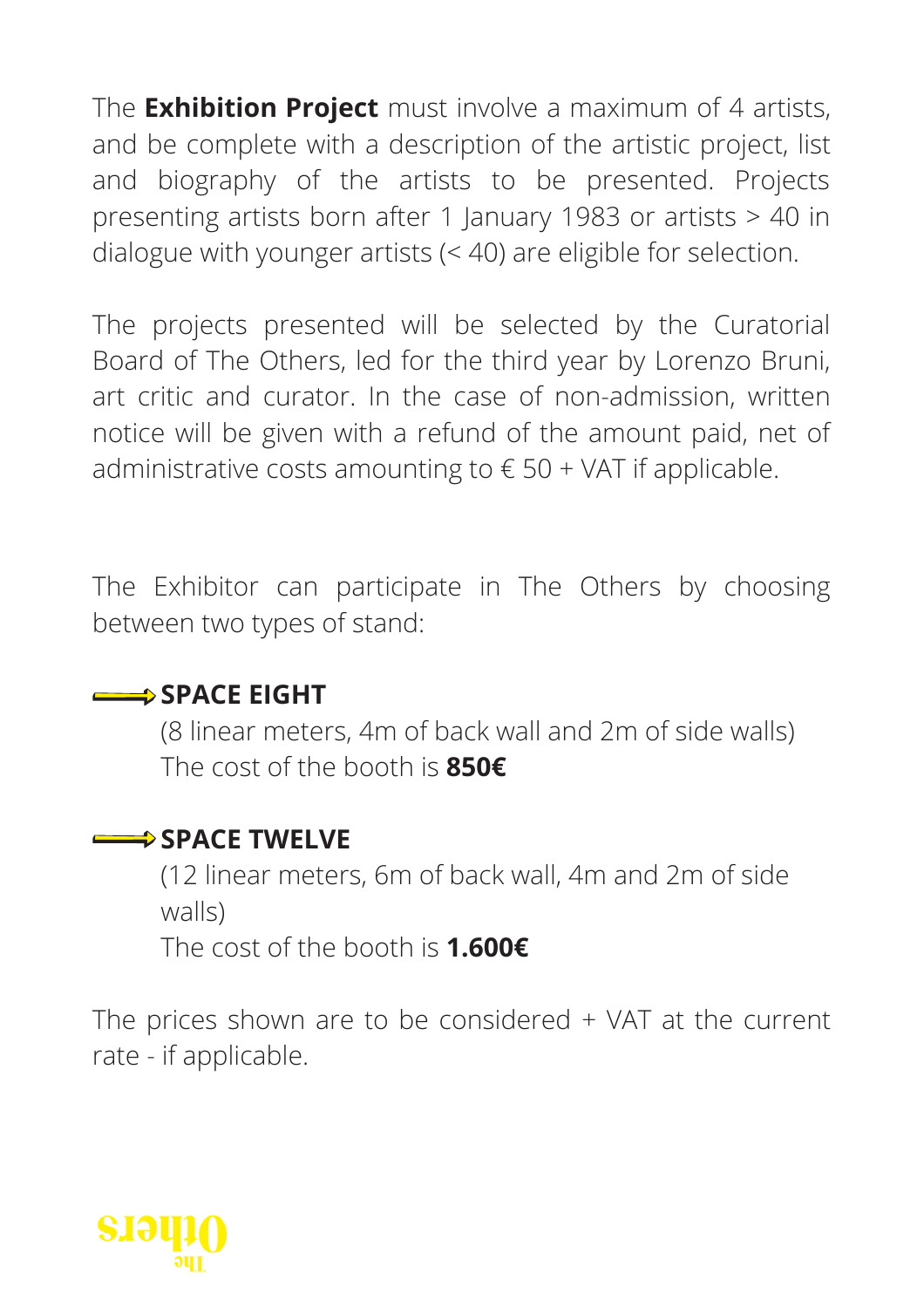The **Exhibition Project** must involve a maximum of 4 artists, and be complete with a description of the artistic project, list and biography of the artists to be presented. Projects presenting artists born after 1 January 1983 or artists > 40 in dialogue with younger artists (< 40) are eligible for selection.

The projects presented will be selected by the Curatorial Board of The Others, led for the third year by Lorenzo Bruni, art critic and curator. In the case of non-admission, written notice will be given with a refund of the amount paid, net of administrative costs amounting to € 50 + VAT if applicable.

The Exhibitor can participate in The Others by choosing between two types of stand:

**SPACE EIGHT**

(8 linear meters, 4m of back wall and 2m of side walls)
The cost of the booth is **850€**

**SPACE TWELVE**

(12 linear meters, 6m of back wall, 4m and 2m of side walls)
The cost of the booth is **1.600€**

The prices shown are to be considered + VAT at the current rate - if applicable.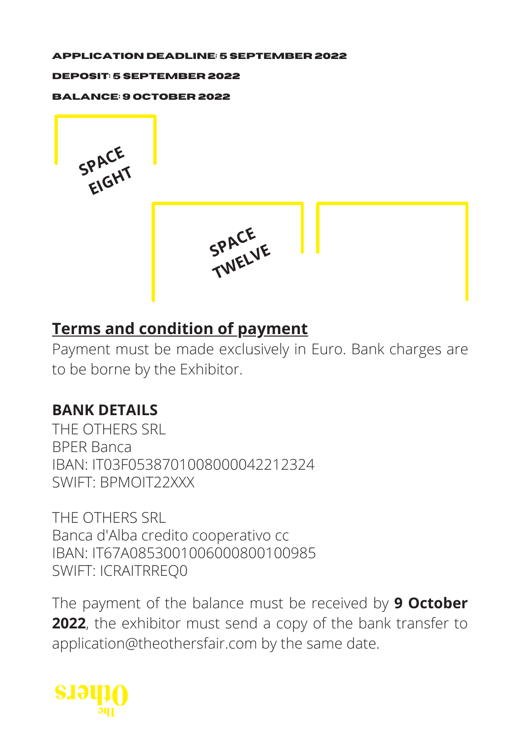**APPLICATION DEADLINE: 5 SEPTEMBER 2022**

**DEPOSIT: 5 SEPTEMBER 2022**

**BALANCE: 9 OCTOBER 2022**

SPACE EIGHT

SPACE TWELVE

## Terms and condition of payment

Payment must be made exclusively in Euro. Bank charges are to be borne by the Exhibitor.

**BANK DETAILS**

THE OTHERS SRL
BPER Banca
IBAN: IT03F0538701008000042212324
SWIFT: BPMOIT22XXX

THE OTHERS SRL
Banca d'Alba credito cooperativo cc
IBAN: IT67A0853001006000800100985
SWIFT: ICRAITRREQ0

The payment of the balance must be received by **9 October 2022**, the exhibitor must send a copy of the bank transfer to application@theothersfair.com by the same date.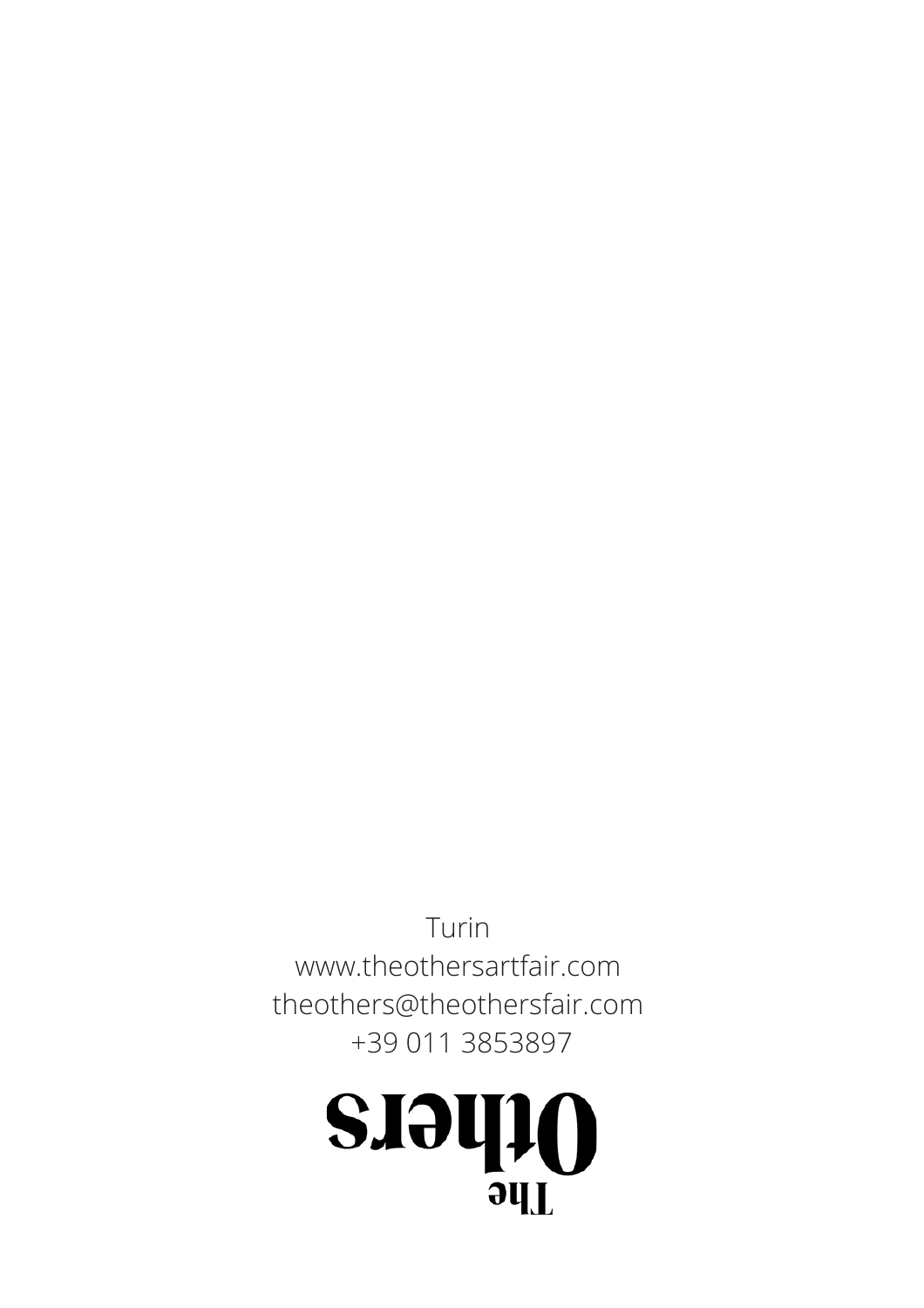Turin
www.theothersartfair.com
theothers@theothersfair.com
+39 011 3853897

The Others